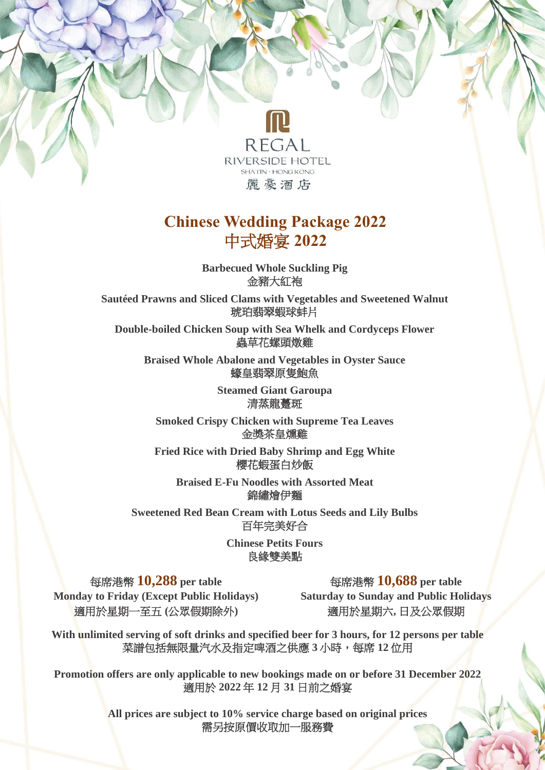REGAL
RIVERSIDE HOTEL
SHATIN · HONG KONG
麗豪酒店

# Chinese Wedding Package 2022
# 中式婚宴 2022

**Barbecued Whole Suckling Pig**
金豬大紅袍

**Sautéed Prawns and Sliced Clams with Vegetables and Sweetened Walnut**
琥珀翡翠蝦球蚌片

**Double-boiled Chicken Soup with Sea Whelk and Cordyceps Flower**
蟲草花螺頭燉雞

**Braised Whole Abalone and Vegetables in Oyster Sauce**
蠔皇翡翠原隻鮑魚

**Steamed Giant Garoupa**
清蒸龍躉斑

**Smoked Crispy Chicken with Supreme Tea Leaves**
金獎茶皇燻雞

**Fried Rice with Dried Baby Shrimp and Egg White**
櫻花蝦蛋白炒飯

**Braised E-Fu Noodles with Assorted Meat**
錦繡燴伊麵

**Sweetened Red Bean Cream with Lotus Seeds and Lily Bulbs**
百年完美好合

**Chinese Petits Fours**
良緣雙美點

每席港幣 **10,288 per table**
**Monday to Friday (Except Public Holidays)**
適用於星期一至五 (公眾假期除外)

每席港幣 **10,688 per table**
**Saturday to Sunday and Public Holidays**
適用於星期六, 日及公眾假期

**With unlimited serving of soft drinks and specified beer for 3 hours, for 12 persons per table**
菜譜包括無限量汽水及指定啤酒之供應 3 小時，每席 12 位用

**Promotion offers are only applicable to new bookings made on or before 31 December 2022**
適用於 2022 年 12 月 31 日前之婚宴

**All prices are subject to 10% service charge based on original prices**
需另按原價收取加一服務費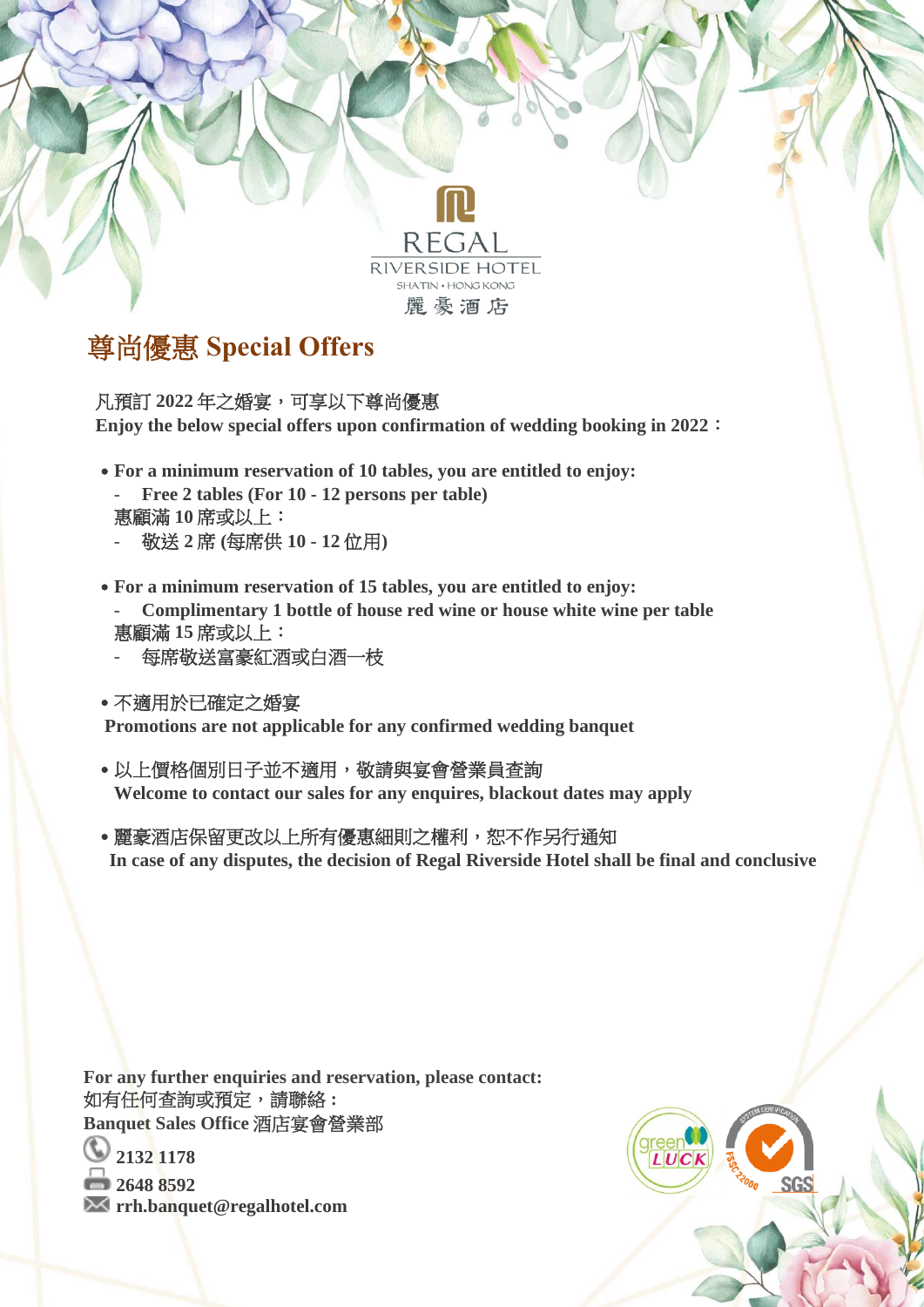REGAL RIVERSIDE HOTEL
SHATIN • HONG KONG
麗豪酒店

# 尊尚優惠 Special Offers

凡預訂 2022 年之婚宴，可享以下尊尚優惠

**Enjoy the below special offers upon confirmation of wedding booking in 2022：**

- **For a minimum reservation of 10 tables, you are entitled to enjoy:**
  - **Free 2 tables (For 10 - 12 persons per table)**

  惠顧滿 **10** 席或以上：
  - 敬送 **2** 席 **(**每席供 **10 - 12** 位用**)**

- **For a minimum reservation of 15 tables, you are entitled to enjoy:**
  - **Complimentary 1 bottle of house red wine or house white wine per table**

  惠顧滿 **15** 席或以上：
  - 每席敬送富豪紅酒或白酒一枝

- 不適用於已確定之婚宴

  **Promotions are not applicable for any confirmed wedding banquet**

- 以上價格個別日子並不適用，敬請與宴會營業員查詢

  **Welcome to contact our sales for any enquires, blackout dates may apply**

- 麗豪酒店保留更改以上所有優惠細則之權利，恕不作另行通知

  **In case of any disputes, the decision of Regal Riverside Hotel shall be final and conclusive**

**For any further enquiries and reservation, please contact:**
如有任何查詢或預定，請聯絡：
**Banquet Sales Office** 酒店宴會營業部

**2132 1178**
**2648 8592**
**rrh.banquet@regalhotel.com**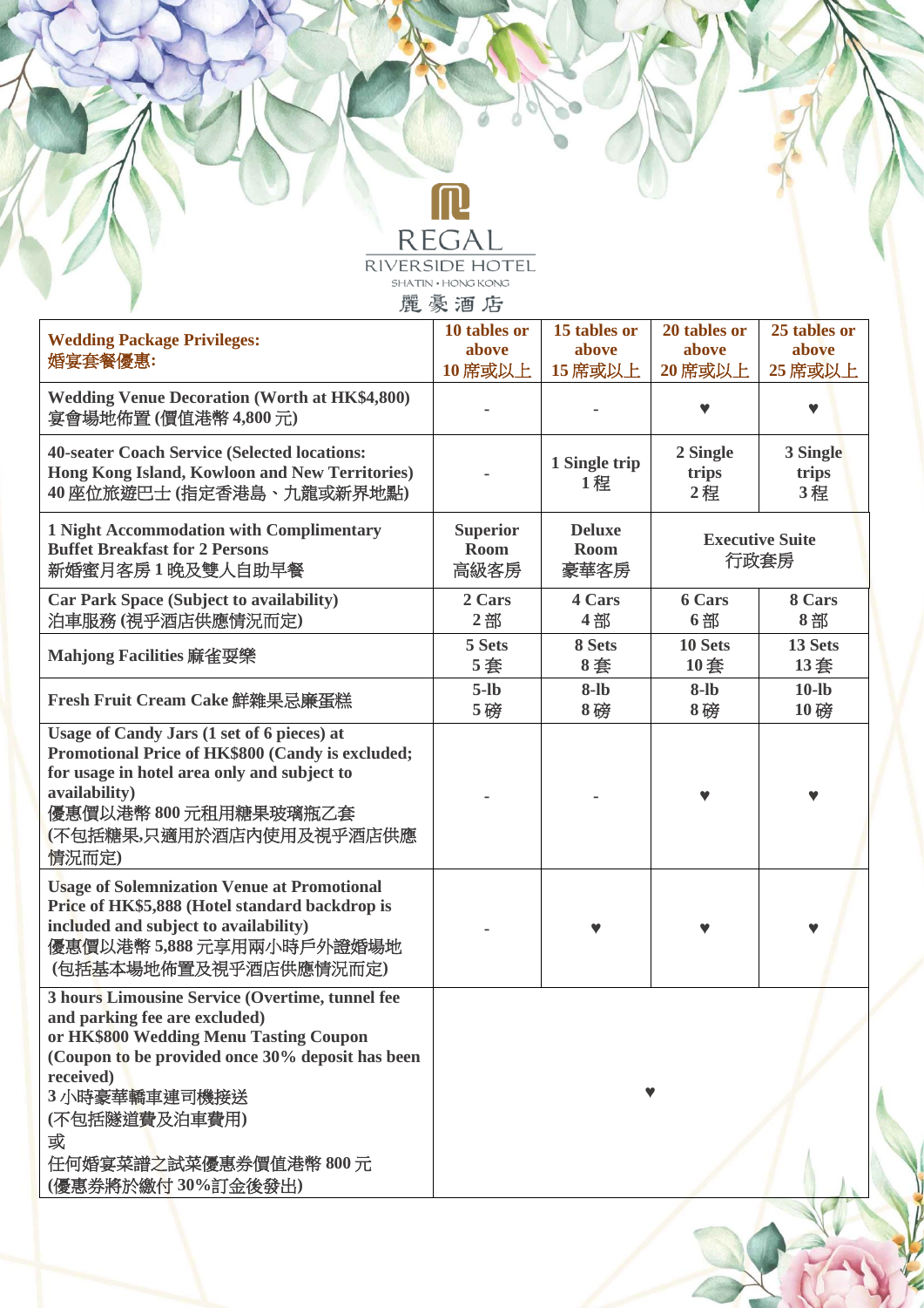REGAL RIVERSIDE HOTEL
SHATIN • HONG KONG
麗豪酒店

| **Wedding Package Privileges:** 婚宴套餐優惠: | **10 tables or above** 10席或以上 | **15 tables or above** 15席或以上 | **20 tables or above** 20席或以上 | **25 tables or above** 25席或以上 |
|---|---|---|---|---|
| **Wedding Venue Decoration (Worth at HK$4,800)** 宴會場地佈置 (價值港幣 4,800 元) | - | - | ♥ | ♥ |
| **40-seater Coach Service (Selected locations: Hong Kong Island, Kowloon and New Territories)** 40座位旅遊巴士 (指定香港島、九龍或新界地點) | - | 1 Single trip 1程 | 2 Single trips 2程 | 3 Single trips 3程 |
| **1 Night Accommodation with Complimentary Buffet Breakfast for 2 Persons** 新婚蜜月客房1晚及雙人自助早餐 | Superior Room 高級客房 | Deluxe Room 豪華客房 | Executive Suite 行政套房 | |
| **Car Park Space (Subject to availability)** 泊車服務 (視乎酒店供應情況而定) | 2 Cars 2部 | 4 Cars 4部 | 6 Cars 6部 | 8 Cars 8部 |
| **Mahjong Facilities** 麻雀耍樂 | 5 Sets 5套 | 8 Sets 8套 | 10 Sets 10套 | 13 Sets 13套 |
| **Fresh Fruit Cream Cake** 鮮雜果忌廉蛋糕 | 5-lb 5磅 | 8-lb 8磅 | 8-lb 8磅 | 10-lb 10磅 |
| **Usage of Candy Jars (1 set of 6 pieces) at Promotional Price of HK$800 (Candy is excluded; for usage in hotel area only and subject to availability)** 優惠價以港幣 800 元租用糖果玻璃瓶乙套 (不包括糖果,只適用於酒店內使用及視乎酒店供應情況而定) | - | - | ♥ | ♥ |
| **Usage of Solemnization Venue at Promotional Price of HK$5,888 (Hotel standard backdrop is included and subject to availability)** 優惠價以港幣 5,888 元享用兩小時戶外證婚場地 (包括基本場地佈置及視乎酒店供應情況而定) | - | ♥ | ♥ | ♥ |
| **3 hours Limousine Service (Overtime, tunnel fee and parking fee are excluded) or HK$800 Wedding Menu Tasting Coupon (Coupon to be provided once 30% deposit has been received)** 3小時豪華轎車連司機接送 (不包括隧道費及泊車費用) 或 任何婚宴菜譜之試菜優惠券價值港幣 800 元 (優惠券將於繳付 30%訂金後發出) | ♥ | | | |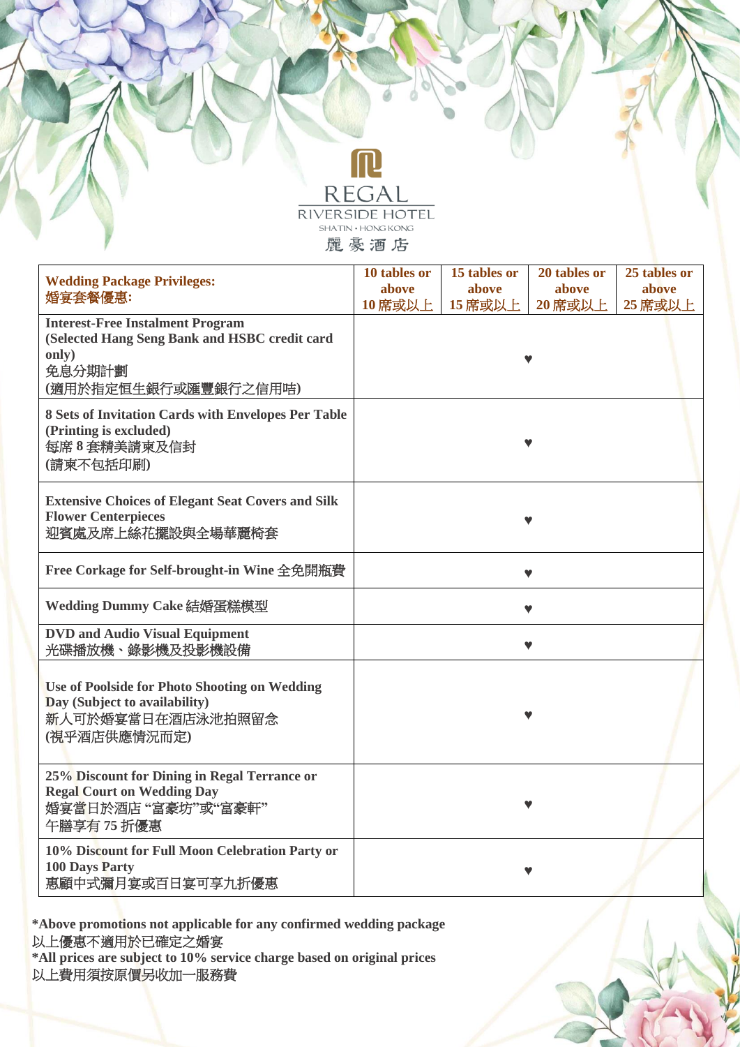REGAL
RIVERSIDE HOTEL
SHATIN • HONG KONG
麗豪酒店

| **Wedding Package Privileges:**<br>**婚宴套餐優惠:** | **10 tables or above**<br>**10 席或以上** | **15 tables or above**<br>**15 席或以上** | **20 tables or above**<br>**20 席或以上** | **25 tables or above**<br>**25 席或以上** |
|---|---|---|---|---|
| **Interest-Free Instalment Program (Selected Hang Seng Bank and HSBC credit card only)**<br>**免息分期計劃**<br>**(適用於指定恒生銀行或滙豐銀行之信用咭)** | ♥ | | | |
| **8 Sets of Invitation Cards with Envelopes Per Table (Printing is excluded)**<br>**每席 8 套精美請柬及信封**<br>**(請柬不包括印刷)** | ♥ | | | |
| **Extensive Choices of Elegant Seat Covers and Silk Flower Centerpieces**<br>**迎賓處及席上絲花擺設與全場華麗椅套** | ♥ | | | |
| **Free Corkage for Self-brought-in Wine 全免開瓶費** | ♥ | | | |
| **Wedding Dummy Cake 結婚蛋糕模型** | ♥ | | | |
| **DVD and Audio Visual Equipment**<br>**光碟播放機、錄影機及投影機設備** | ♥ | | | |
| **Use of Poolside for Photo Shooting on Wedding Day (Subject to availability)**<br>**新人可於婚宴當日在酒店泳池拍照留念**<br>**(視乎酒店供應情況而定)** | ♥ | | | |
| **25% Discount for Dining in Regal Terrance or Regal Court on Wedding Day**<br>**婚宴當日於酒店 "富豪坊"或"富豪軒"**<br>**午膳享有 75 折優惠** | ♥ | | | |
| **10% Discount for Full Moon Celebration Party or 100 Days Party**<br>**惠顧中式彌月宴或百日宴可享九折優惠** | ♥ | | | |

***Above promotions not applicable for any confirmed wedding package**
以上優惠不適用於已確定之婚宴
***All prices are subject to 10% service charge based on original prices**
以上費用須按原價另收加一服務費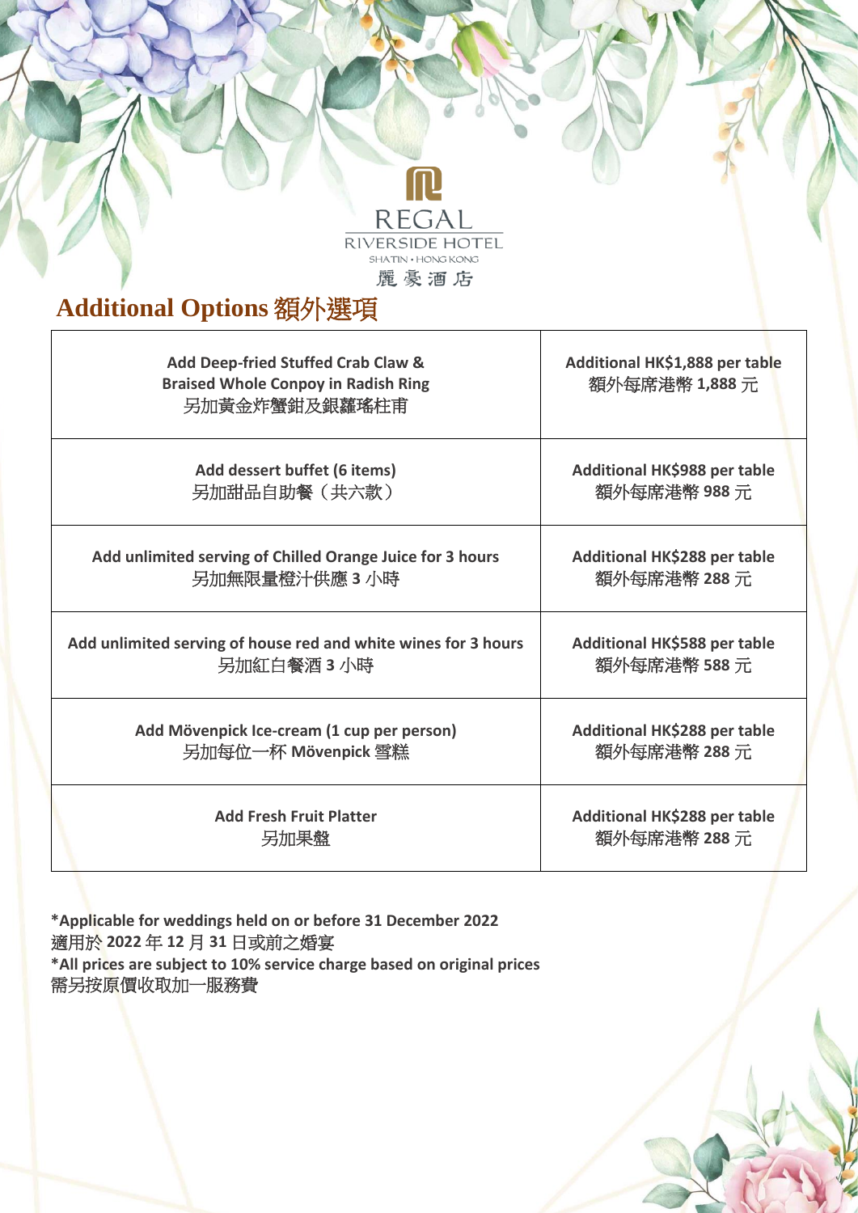REGAL
RIVERSIDE HOTEL
SHATIN • HONG KONG
麗豪酒店

## Additional Options 額外選項

| | |
|---|---|
| **Add Deep-fried Stuffed Crab Claw & Braised Whole Conpoy in Radish Ring**<br>另加黃金炸蟹鉗及銀蘿瑤柱甫 | **Additional HK$1,888 per table**<br>額外每席港幣 **1,888** 元 |
| **Add dessert buffet (6 items)**<br>另加甜品自助餐（共六款） | **Additional HK$988 per table**<br>額外每席港幣 **988** 元 |
| **Add unlimited serving of Chilled Orange Juice for 3 hours**<br>另加無限量橙汁供應 **3** 小時 | **Additional HK$288 per table**<br>額外每席港幣 **288** 元 |
| **Add unlimited serving of house red and white wines for 3 hours**<br>另加紅白餐酒 **3** 小時 | **Additional HK$588 per table**<br>額外每席港幣 **588** 元 |
| **Add Mövenpick Ice-cream (1 cup per person)**<br>另加每位一杯 **Mövenpick** 雪糕 | **Additional HK$288 per table**<br>額外每席港幣 **288** 元 |
| **Add Fresh Fruit Platter**<br>另加果盤 | **Additional HK$288 per table**<br>額外每席港幣 **288** 元 |

**\*Applicable for weddings held on or before 31 December 2022**
適用於 **2022** 年 **12** 月 **31** 日或前之婚宴
**\*All prices are subject to 10% service charge based on original prices**
需另按原價收取加一服務費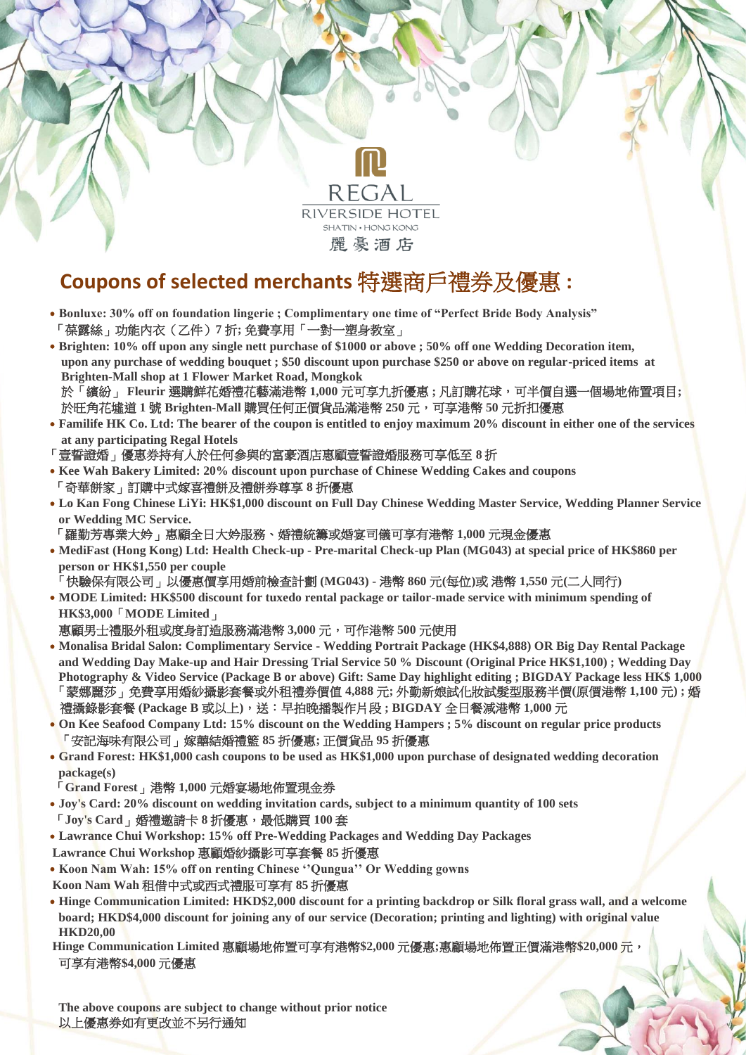REGAL
RIVERSIDE HOTEL
SHATIN • HONG KONG
麗豪酒店

## Coupons of selected merchants 特選商戶禮券及優惠：

- **Bonluxe: 30% off on foundation lingerie ; Complimentary one time of "Perfect Bride Body Analysis"**
  「葆露絲」功能內衣（乙件）7 折; 免費享用「一對一塑身教室」
- **Brighten: 10% off upon any single nett purchase of $1000 or above ; 50% off one Wedding Decoration item, upon any purchase of wedding bouquet ; $50 discount upon purchase $250 or above on regular-priced items at Brighten-Mall shop at 1 Flower Market Road, Mongkok**
  於「繽紛」 Fleurir 選購鮮花婚禮花藝滿港幣 1,000 元可享九折優惠；凡訂購花球，可半價自選一個場地佈置項目; 於旺角花墟道 1 號 Brighten-Mall 購買任何正價貨品滿港幣 250 元，可享港幣 50 元折扣優惠
- **Familife HK Co. Ltd: The bearer of the coupon is entitled to enjoy maximum 20% discount in either one of the services at any participating Regal Hotels**
  「壹誓證婚」優惠券持有人於任何參與的富豪酒店惠顧壹誓證婚服務可享低至 8 折
- **Kee Wah Bakery Limited: 20% discount upon purchase of Chinese Wedding Cakes and coupons**
  「奇華餅家」訂購中式嫁喜禮餅及禮餅券尊享 8 折優惠
- **Lo Kan Fong Chinese LiYi: HK$1,000 discount on Full Day Chinese Wedding Master Service, Wedding Planner Service or Wedding MC Service.**
  「羅勤芳專業大妗」惠顧全日大妗服務、婚禮統籌或婚宴司儀可享有港幣 1,000 元現金優惠
- **MediFast (Hong Kong) Ltd: Health Check-up - Pre-marital Check-up Plan (MG043) at special price of HK$860 per person or HK$1,550 per couple**
  「快驗保有限公司」以優惠價享用婚前檢查計劃 (MG043) - 港幣 860 元(每位)或 港幣 1,550 元(二人同行)
- **MODE Limited: HK$500 discount for tuxedo rental package or tailor-made service with minimum spending of HK$3,000「MODE Limited」**
  惠顧男士禮服外租或度身訂造服務滿港幣 3,000 元，可作港幣 500 元使用
- **Monalisa Bridal Salon: Complimentary Service - Wedding Portrait Package (HK$4,888) OR Big Day Rental Package and Wedding Day Make-up and Hair Dressing Trial Service 50 % Discount (Original Price HK$1,100) ; Wedding Day Photography & Video Service (Package B or above) Gift: Same Day highlight editing ; BIGDAY Package less HK$ 1,000**
  「蒙娜麗莎」免費享用婚紗攝影套餐或外租禮券價值 4,888 元; 外勤新娘試化妝試髮型服務半價(原價港幣 1,100 元) ; 婚禮攝錄影套餐 (Package B 或以上)，送：早拍晚播製作片段 ; BIGDAY 全日餐減港幣 1,000 元
- **On Kee Seafood Company Ltd: 15% discount on the Wedding Hampers ; 5% discount on regular price products**
  「安記海味有限公司」嫁囍結婚禮籃 85 折優惠; 正價貨品 95 折優惠
- **Grand Forest: HK$1,000 cash coupons to be used as HK$1,000 upon purchase of designated wedding decoration package(s)**
  「Grand Forest」港幣 1,000 元婚宴場地佈置現金券
- **Joy's Card: 20% discount on wedding invitation cards, subject to a minimum quantity of 100 sets**
  「Joy's Card」婚禮邀請卡 8 折優惠，最低購買 100 套
- **Lawrance Chui Workshop: 15% off Pre-Wedding Packages and Wedding Day Packages**
  Lawrance Chui Workshop 惠顧婚紗攝影可享套餐 85 折優惠
- **Koon Nam Wah: 15% off on renting Chinese ''Qungua'' Or Wedding gowns**
  Koon Nam Wah 租借中式或西式禮服可享有 85 折優惠
- **Hinge Communication Limited: HKD$2,000 discount for a printing backdrop or Silk floral grass wall, and a welcome board; HKD$4,000 discount for joining any of our service (Decoration; printing and lighting) with original value HKD20,00**
  Hinge Communication Limited 惠顧場地佈置可享有港幣$2,000 元優惠;惠顧場地佈置正價滿港幣$20,000 元，可享有港幣$4,000 元優惠

**The above coupons are subject to change without prior notice**
以上優惠券如有更改並不另行通知